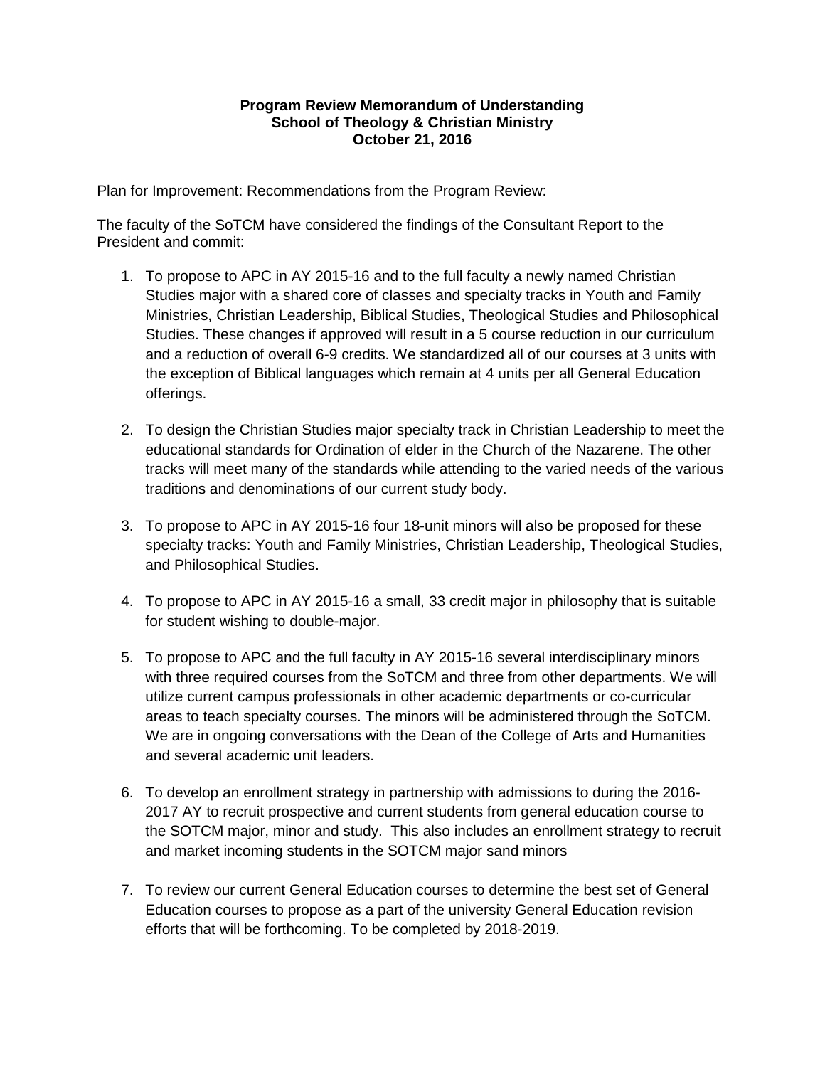**Program Review Memorandum of Understanding**
**School of Theology & Christian Ministry**
**October 21, 2016**

Plan for Improvement: Recommendations from the Program Review:

The faculty of the SoTCM have considered the findings of the Consultant Report to the President and commit:

1. To propose to APC in AY 2015-16 and to the full faculty a newly named Christian Studies major with a shared core of classes and specialty tracks in Youth and Family Ministries, Christian Leadership, Biblical Studies, Theological Studies and Philosophical Studies. These changes if approved will result in a 5 course reduction in our curriculum and a reduction of overall 6-9 credits. We standardized all of our courses at 3 units with the exception of Biblical languages which remain at 4 units per all General Education offerings.

2. To design the Christian Studies major specialty track in Christian Leadership to meet the educational standards for Ordination of elder in the Church of the Nazarene. The other tracks will meet many of the standards while attending to the varied needs of the various traditions and denominations of our current study body.

3. To propose to APC in AY 2015-16 four 18-unit minors will also be proposed for these specialty tracks: Youth and Family Ministries, Christian Leadership, Theological Studies, and Philosophical Studies.

4. To propose to APC in AY 2015-16 a small, 33 credit major in philosophy that is suitable for student wishing to double-major.

5. To propose to APC and the full faculty in AY 2015-16 several interdisciplinary minors with three required courses from the SoTCM and three from other departments. We will utilize current campus professionals in other academic departments or co-curricular areas to teach specialty courses. The minors will be administered through the SoTCM. We are in ongoing conversations with the Dean of the College of Arts and Humanities and several academic unit leaders.

6. To develop an enrollment strategy in partnership with admissions to during the 2016-2017 AY to recruit prospective and current students from general education course to the SOTCM major, minor and study. This also includes an enrollment strategy to recruit and market incoming students in the SOTCM major sand minors

7. To review our current General Education courses to determine the best set of General Education courses to propose as a part of the university General Education revision efforts that will be forthcoming. To be completed by 2018-2019.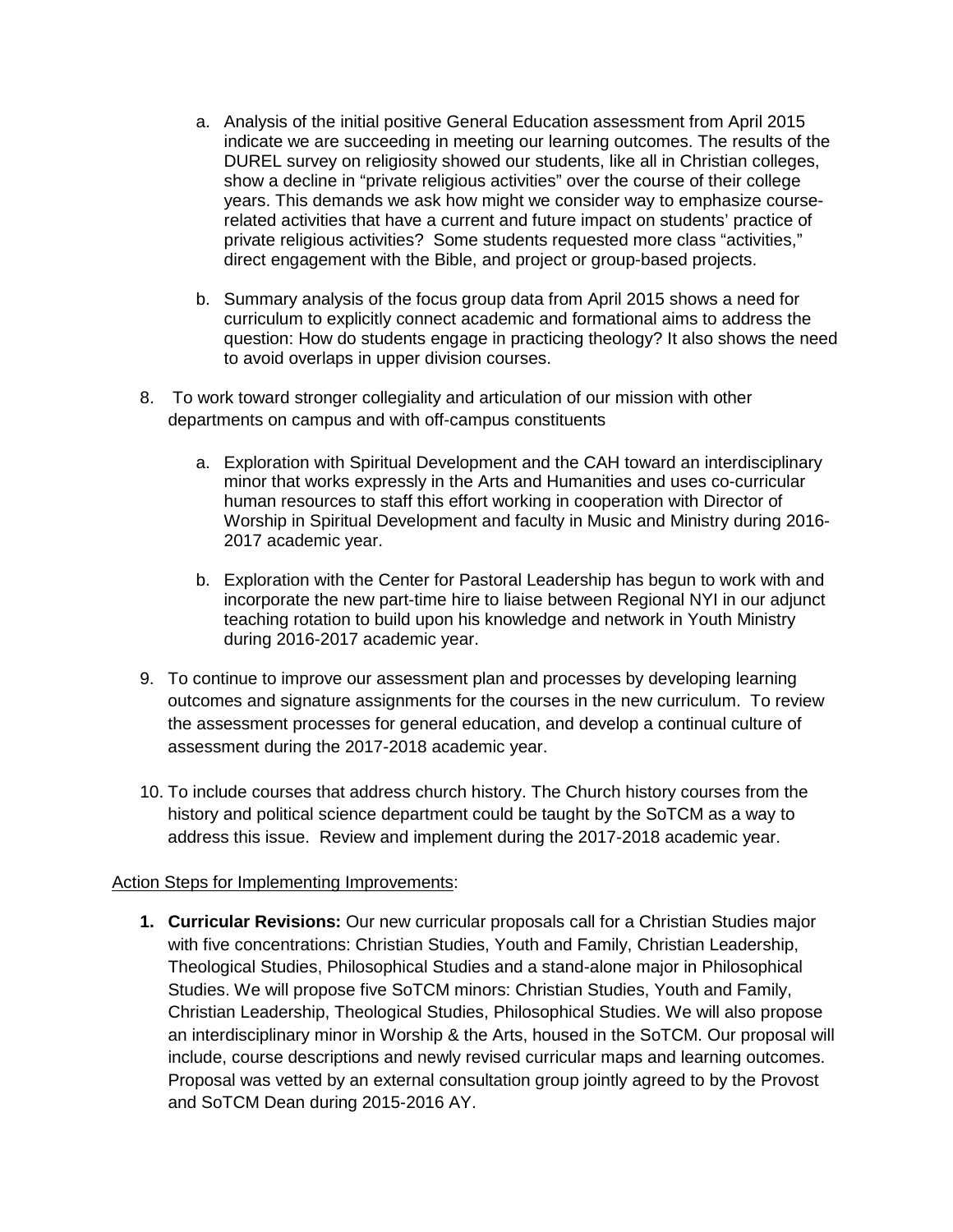a. Analysis of the initial positive General Education assessment from April 2015 indicate we are succeeding in meeting our learning outcomes. The results of the DUREL survey on religiosity showed our students, like all in Christian colleges, show a decline in "private religious activities" over the course of their college years. This demands we ask how might we consider way to emphasize course-related activities that have a current and future impact on students' practice of private religious activities? Some students requested more class "activities," direct engagement with the Bible, and project or group-based projects.

   b. Summary analysis of the focus group data from April 2015 shows a need for curriculum to explicitly connect academic and formational aims to address the question: How do students engage in practicing theology? It also shows the need to avoid overlaps in upper division courses.

8. To work toward stronger collegiality and articulation of our mission with other departments on campus and with off-campus constituents

   a. Exploration with Spiritual Development and the CAH toward an interdisciplinary minor that works expressly in the Arts and Humanities and uses co-curricular human resources to staff this effort working in cooperation with Director of Worship in Spiritual Development and faculty in Music and Ministry during 2016-2017 academic year.

   b. Exploration with the Center for Pastoral Leadership has begun to work with and incorporate the new part-time hire to liaise between Regional NYI in our adjunct teaching rotation to build upon his knowledge and network in Youth Ministry during 2016-2017 academic year.

9. To continue to improve our assessment plan and processes by developing learning outcomes and signature assignments for the courses in the new curriculum. To review the assessment processes for general education, and develop a continual culture of assessment during the 2017-2018 academic year.

10. To include courses that address church history. The Church history courses from the history and political science department could be taught by the SoTCM as a way to address this issue. Review and implement during the 2017-2018 academic year.

<u>Action Steps for Implementing Improvements</u>:

1. **Curricular Revisions:** Our new curricular proposals call for a Christian Studies major with five concentrations: Christian Studies, Youth and Family, Christian Leadership, Theological Studies, Philosophical Studies and a stand-alone major in Philosophical Studies. We will propose five SoTCM minors: Christian Studies, Youth and Family, Christian Leadership, Theological Studies, Philosophical Studies. We will also propose an interdisciplinary minor in Worship & the Arts, housed in the SoTCM. Our proposal will include, course descriptions and newly revised curricular maps and learning outcomes. Proposal was vetted by an external consultation group jointly agreed to by the Provost and SoTCM Dean during 2015-2016 AY.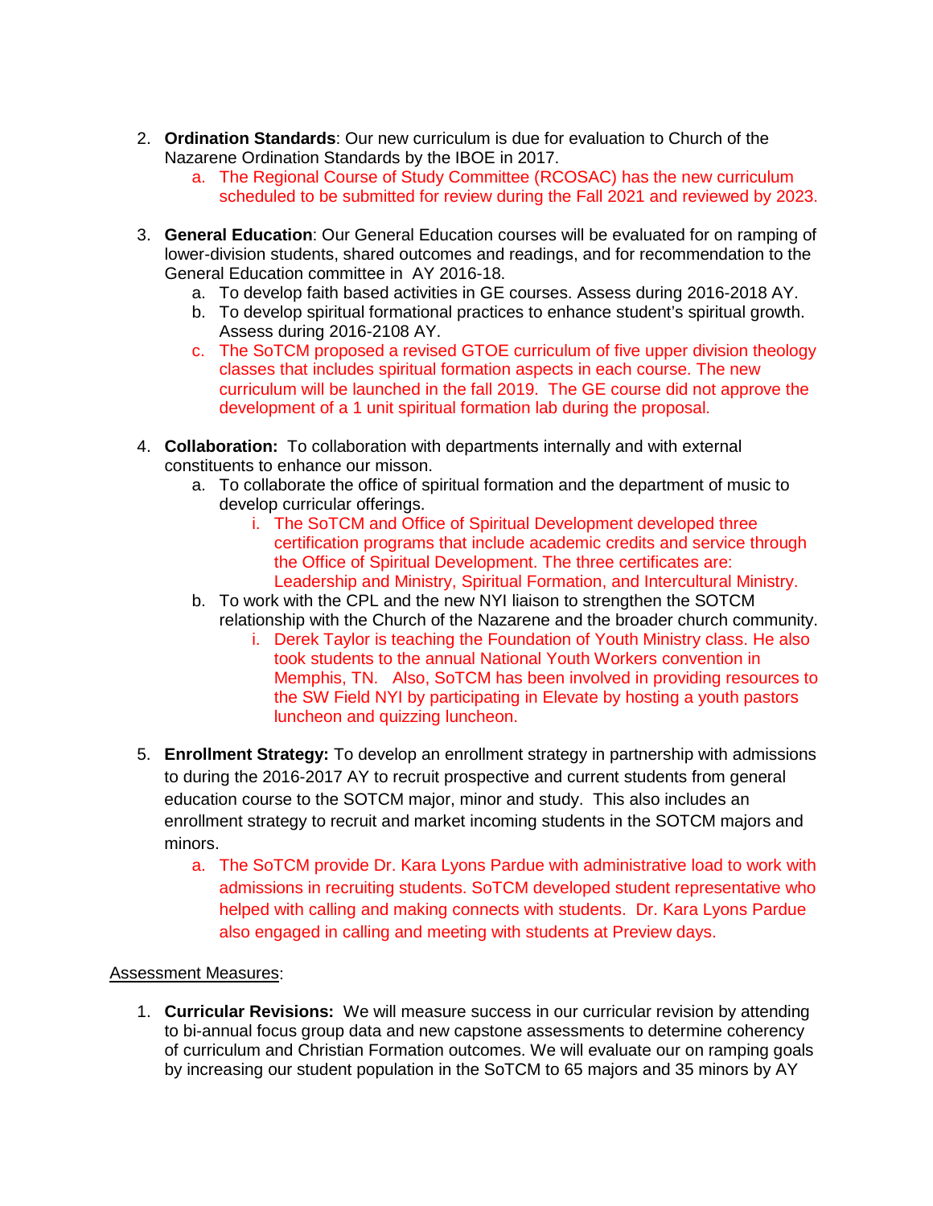2. **Ordination Standards**: Our new curriculum is due for evaluation to Church of the Nazarene Ordination Standards by the IBOE in 2017.
    a. The Regional Course of Study Committee (RCOSAC) has the new curriculum scheduled to be submitted for review during the Fall 2021 and reviewed by 2023.

3. **General Education**: Our General Education courses will be evaluated for on ramping of lower-division students, shared outcomes and readings, and for recommendation to the General Education committee in AY 2016-18.
    a. To develop faith based activities in GE courses. Assess during 2016-2018 AY.
    b. To develop spiritual formational practices to enhance student's spiritual growth. Assess during 2016-2108 AY.
    c. The SoTCM proposed a revised GTOE curriculum of five upper division theology classes that includes spiritual formation aspects in each course. The new curriculum will be launched in the fall 2019. The GE course did not approve the development of a 1 unit spiritual formation lab during the proposal.

4. **Collaboration:** To collaboration with departments internally and with external constituents to enhance our misson.
    a. To collaborate the office of spiritual formation and the department of music to develop curricular offerings.
        i. The SoTCM and Office of Spiritual Development developed three certification programs that include academic credits and service through the Office of Spiritual Development. The three certificates are: Leadership and Ministry, Spiritual Formation, and Intercultural Ministry.
    b. To work with the CPL and the new NYI liaison to strengthen the SOTCM relationship with the Church of the Nazarene and the broader church community.
        i. Derek Taylor is teaching the Foundation of Youth Ministry class. He also took students to the annual National Youth Workers convention in Memphis, TN. Also, SoTCM has been involved in providing resources to the SW Field NYI by participating in Elevate by hosting a youth pastors luncheon and quizzing luncheon.

5. **Enrollment Strategy:** To develop an enrollment strategy in partnership with admissions to during the 2016-2017 AY to recruit prospective and current students from general education course to the SOTCM major, minor and study. This also includes an enrollment strategy to recruit and market incoming students in the SOTCM majors and minors.
    a. The SoTCM provide Dr. Kara Lyons Pardue with administrative load to work with admissions in recruiting students. SoTCM developed student representative who helped with calling and making connects with students. Dr. Kara Lyons Pardue also engaged in calling and meeting with students at Preview days.

<u>Assessment Measures</u>:

1. **Curricular Revisions:** We will measure success in our curricular revision by attending to bi-annual focus group data and new capstone assessments to determine coherency of curriculum and Christian Formation outcomes. We will evaluate our on ramping goals by increasing our student population in the SoTCM to 65 majors and 35 minors by AY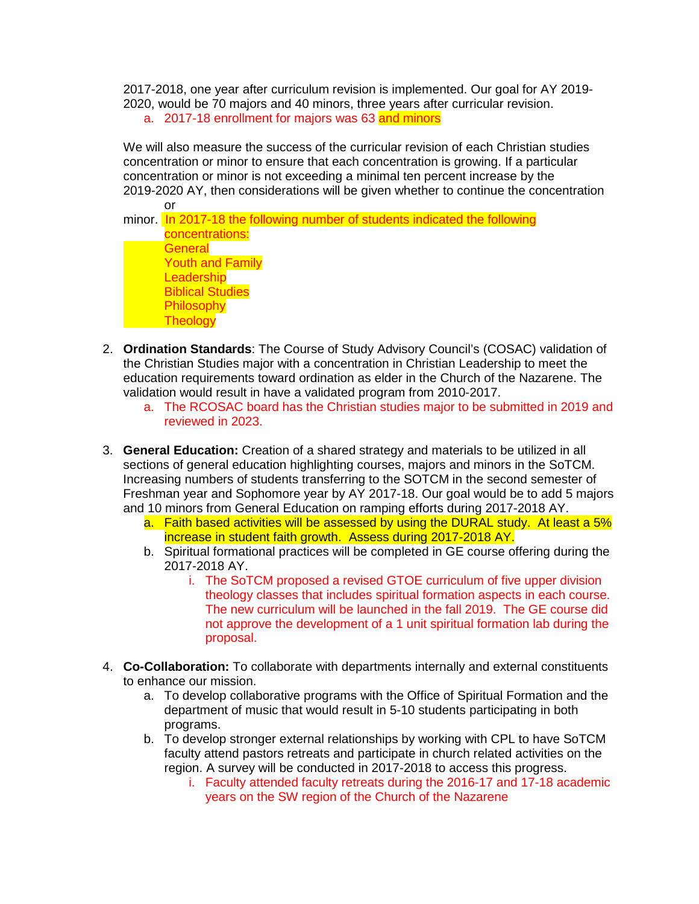2017-2018, one year after curriculum revision is implemented. Our goal for AY 2019-2020, would be 70 majors and 40 minors, three years after curricular revision.

a. 2017-18 enrollment for majors was 63 and minors

We will also measure the success of the curricular revision of each Christian studies concentration or minor to ensure that each concentration is growing. If a particular concentration or minor is not exceeding a minimal ten percent increase by the 2019-2020 AY, then considerations will be given whether to continue the concentration or minor. In 2017-18 the following number of students indicated the following concentrations:

General
Youth and Family
Leadership
Biblical Studies
Philosophy
Theology

2. **Ordination Standards**: The Course of Study Advisory Council's (COSAC) validation of the Christian Studies major with a concentration in Christian Leadership to meet the education requirements toward ordination as elder in the Church of the Nazarene. The validation would result in have a validated program from 2010-2017.
   a. The RCOSAC board has the Christian studies major to be submitted in 2019 and reviewed in 2023.

3. **General Education:** Creation of a shared strategy and materials to be utilized in all sections of general education highlighting courses, majors and minors in the SoTCM. Increasing numbers of students transferring to the SOTCM in the second semester of Freshman year and Sophomore year by AY 2017-18. Our goal would be to add 5 majors and 10 minors from General Education on ramping efforts during 2017-2018 AY.
   a. Faith based activities will be assessed by using the DURAL study. At least a 5% increase in student faith growth. Assess during 2017-2018 AY.
   b. Spiritual formational practices will be completed in GE course offering during the 2017-2018 AY.
      i. The SoTCM proposed a revised GTOE curriculum of five upper division theology classes that includes spiritual formation aspects in each course. The new curriculum will be launched in the fall 2019. The GE course did not approve the development of a 1 unit spiritual formation lab during the proposal.

4. **Co-Collaboration:** To collaborate with departments internally and external constituents to enhance our mission.
   a. To develop collaborative programs with the Office of Spiritual Formation and the department of music that would result in 5-10 students participating in both programs.
   b. To develop stronger external relationships by working with CPL to have SoTCM faculty attend pastors retreats and participate in church related activities on the region. A survey will be conducted in 2017-2018 to access this progress.
      i. Faculty attended faculty retreats during the 2016-17 and 17-18 academic years on the SW region of the Church of the Nazarene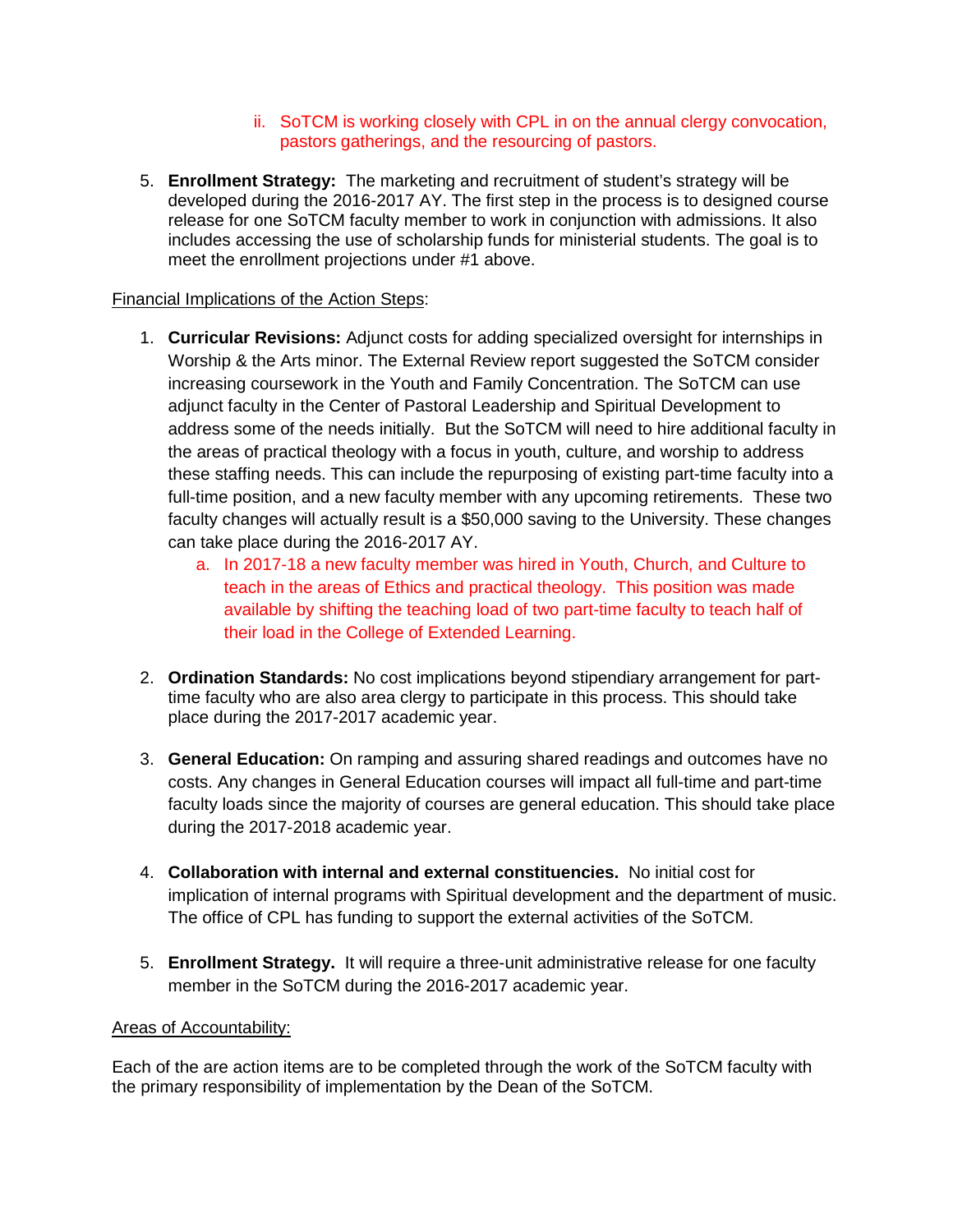- ii. SoTCM is working closely with CPL in on the annual clergy convocation, pastors gatherings, and the resourcing of pastors.

5. **Enrollment Strategy:** The marketing and recruitment of student's strategy will be developed during the 2016-2017 AY. The first step in the process is to designed course release for one SoTCM faculty member to work in conjunction with admissions. It also includes accessing the use of scholarship funds for ministerial students. The goal is to meet the enrollment projections under #1 above.

<u>Financial Implications of the Action Steps</u>:

1. **Curricular Revisions:** Adjunct costs for adding specialized oversight for internships in Worship & the Arts minor. The External Review report suggested the SoTCM consider increasing coursework in the Youth and Family Concentration. The SoTCM can use adjunct faculty in the Center of Pastoral Leadership and Spiritual Development to address some of the needs initially. But the SoTCM will need to hire additional faculty in the areas of practical theology with a focus in youth, culture, and worship to address these staffing needs. This can include the repurposing of existing part-time faculty into a full-time position, and a new faculty member with any upcoming retirements. These two faculty changes will actually result is a $50,000 saving to the University. These changes can take place during the 2016-2017 AY.
   a. In 2017-18 a new faculty member was hired in Youth, Church, and Culture to teach in the areas of Ethics and practical theology. This position was made available by shifting the teaching load of two part-time faculty to teach half of their load in the College of Extended Learning.

2. **Ordination Standards:** No cost implications beyond stipendiary arrangement for part-time faculty who are also area clergy to participate in this process. This should take place during the 2017-2017 academic year.

3. **General Education:** On ramping and assuring shared readings and outcomes have no costs. Any changes in General Education courses will impact all full-time and part-time faculty loads since the majority of courses are general education. This should take place during the 2017-2018 academic year.

4. **Collaboration with internal and external constituencies.** No initial cost for implication of internal programs with Spiritual development and the department of music. The office of CPL has funding to support the external activities of the SoTCM.

5. **Enrollment Strategy.** It will require a three-unit administrative release for one faculty member in the SoTCM during the 2016-2017 academic year.

<u>Areas of Accountability:</u>

Each of the are action items are to be completed through the work of the SoTCM faculty with the primary responsibility of implementation by the Dean of the SoTCM.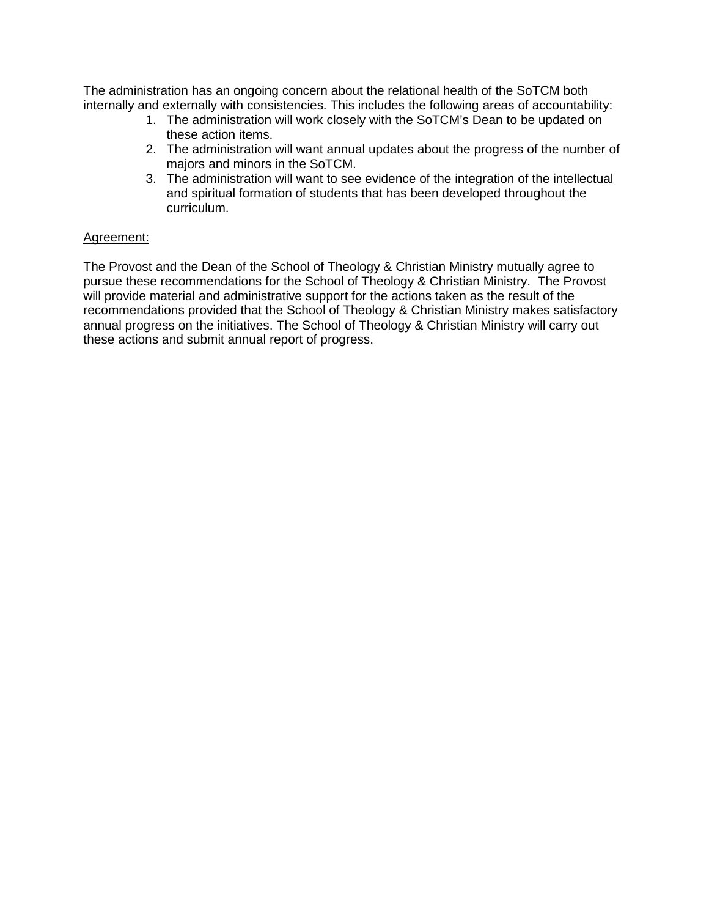The administration has an ongoing concern about the relational health of the SoTCM both internally and externally with consistencies. This includes the following areas of accountability:

1. The administration will work closely with the SoTCM's Dean to be updated on these action items.
2. The administration will want annual updates about the progress of the number of majors and minors in the SoTCM.
3. The administration will want to see evidence of the integration of the intellectual and spiritual formation of students that has been developed throughout the curriculum.

<u>Agreement:</u>

The Provost and the Dean of the School of Theology & Christian Ministry mutually agree to pursue these recommendations for the School of Theology & Christian Ministry. The Provost will provide material and administrative support for the actions taken as the result of the recommendations provided that the School of Theology & Christian Ministry makes satisfactory annual progress on the initiatives. The School of Theology & Christian Ministry will carry out these actions and submit annual report of progress.